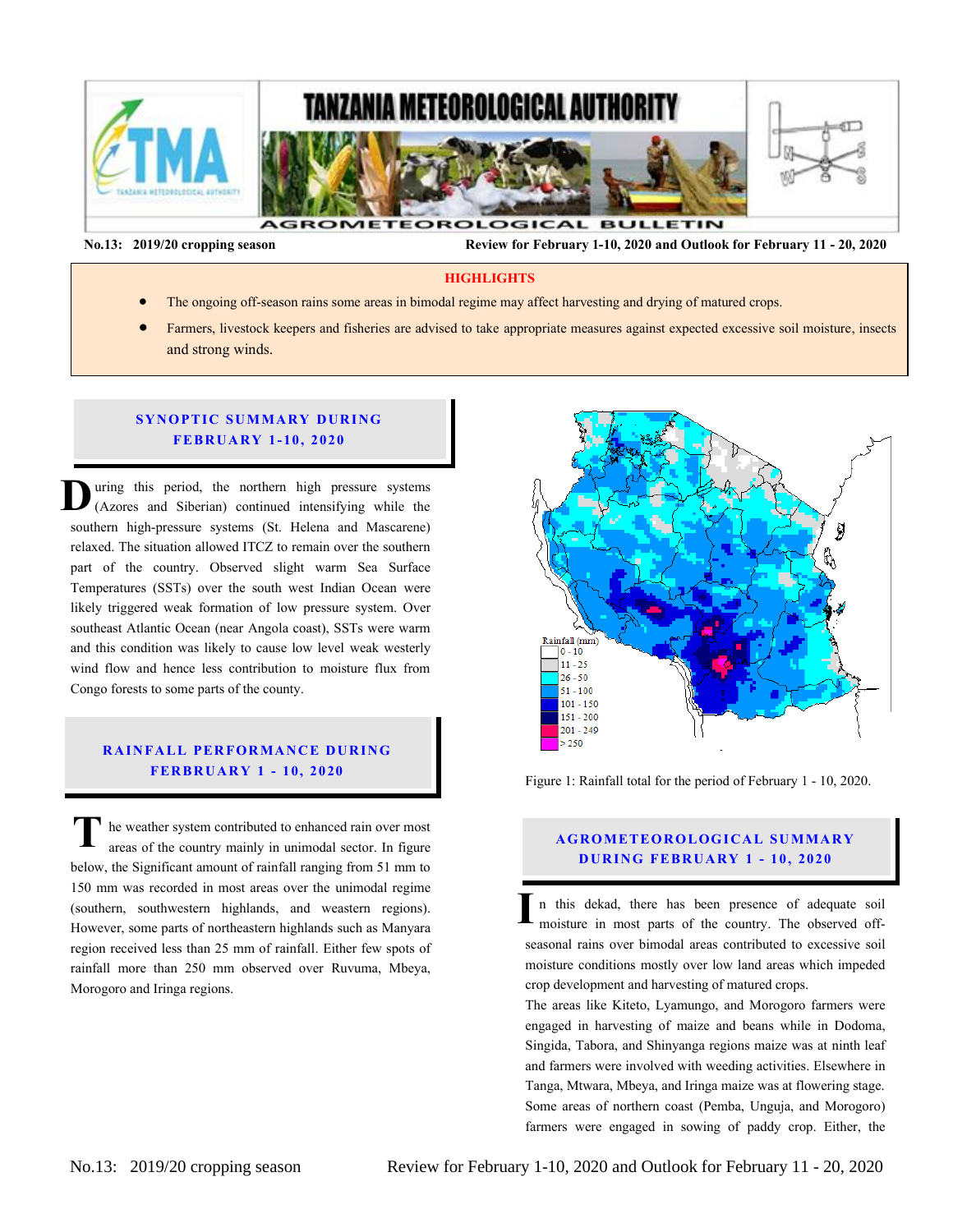# TANZANIA METEOROLOGICAL AUTHORITY

## AGROMETEOROLOGICAL BULLETIN

**No.13: 2019/20 cropping season** **Review for February 1-10, 2020 and Outlook for February 11 - 20, 2020**

### HIGHLIGHTS

- The ongoing off-season rains some areas in bimodal regime may affect harvesting and drying of matured crops.
- Farmers, livestock keepers and fisheries are advised to take appropriate measures against expected excessive soil moisture, insects and strong winds.

## SYNOPTIC SUMMARY DURING FEBRUARY 1-10, 2020

During this period, the northern high pressure systems (Azores and Siberian) continued intensifying while the southern high-pressure systems (St. Helena and Mascarene) relaxed. The situation allowed ITCZ to remain over the southern part of the country. Observed slight warm Sea Surface Temperatures (SSTs) over the south west Indian Ocean were likely triggered weak formation of low pressure system. Over southeast Atlantic Ocean (near Angola coast), SSTs were warm and this condition was likely to cause low level weak westerly wind flow and hence less contribution to moisture flux from Congo forests to some parts of the county.

## RAINFALL PERFORMANCE DURING FERBRUARY 1 - 10, 2020

The weather system contributed to enhanced rain over most areas of the country mainly in unimodal sector. In figure below, the Significant amount of rainfall ranging from 51 mm to 150 mm was recorded in most areas over the unimodal regime (southern, southwestern highlands, and weastern regions). However, some parts of northeastern highlands such as Manyara region received less than 25 mm of rainfall. Either few spots of rainfall more than 250 mm observed over Ruvuma, Mbeya, Morogoro and Iringa regions.

Rainfall (mm): 0 - 10; 11 - 25; 26 - 50; 51 - 100; 101 - 150; 151 - 200; 201 - 249; > 250

Figure 1: Rainfall total for the period of February 1 - 10, 2020.

## AGROMETEOROLOGICAL SUMMARY DURING FEBRUARY 1 - 10, 2020

In this dekad, there has been presence of adequate soil moisture in most parts of the country. The observed off-seasonal rains over bimodal areas contributed to excessive soil moisture conditions mostly over low land areas which impeded crop development and harvesting of matured crops.

The areas like Kiteto, Lyamungo, and Morogoro farmers were engaged in harvesting of maize and beans while in Dodoma, Singida, Tabora, and Shinyanga regions maize was at ninth leaf and farmers were involved with weeding activities. Elsewhere in Tanga, Mtwara, Mbeya, and Iringa maize was at flowering stage. Some areas of northern coast (Pemba, Unguja, and Morogoro) farmers were engaged in sowing of paddy crop. Either, the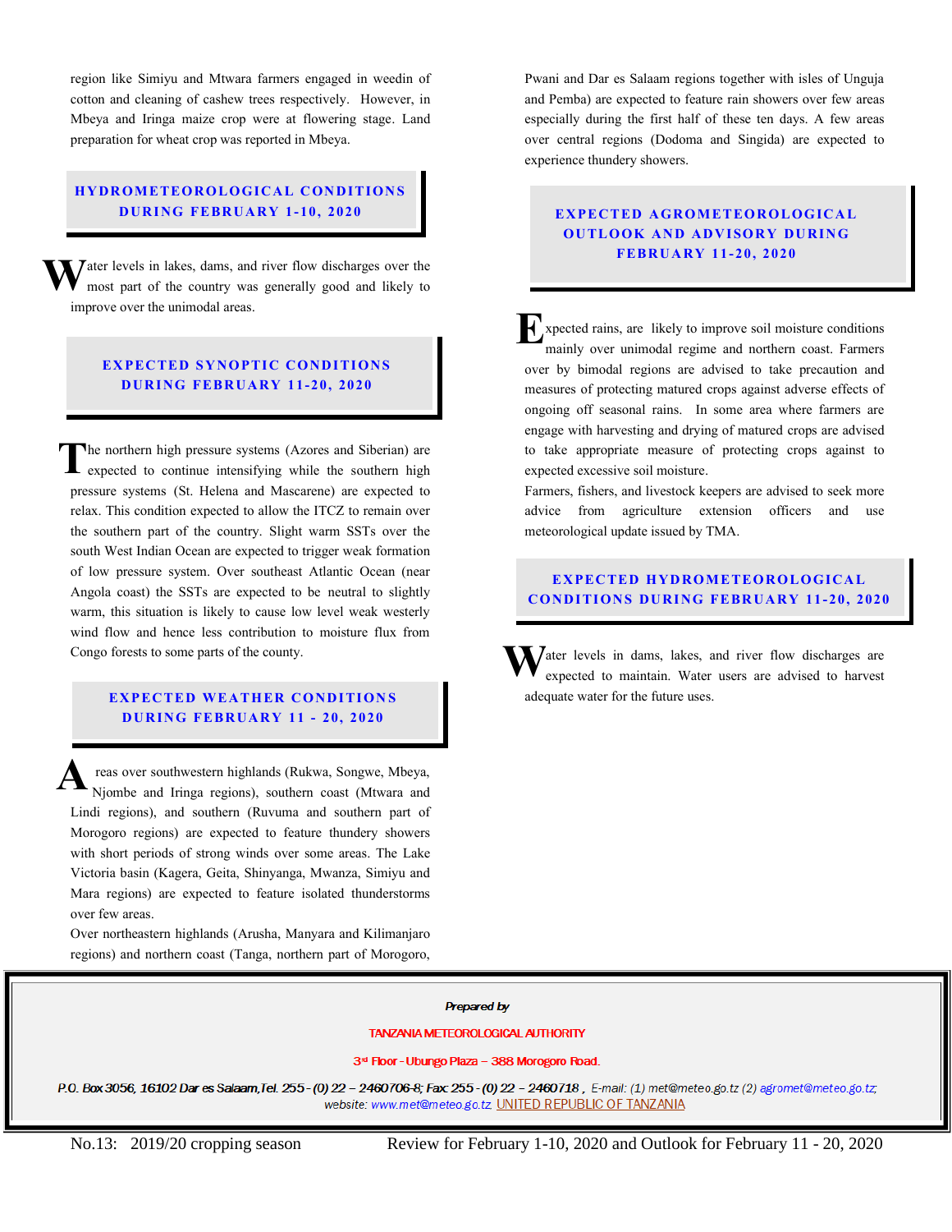region like Simiyu and Mtwara farmers engaged in weedin of cotton and cleaning of cashew trees respectively. However, in Mbeya and Iringa maize crop were at flowering stage. Land preparation for wheat crop was reported in Mbeya.

## HYDROMETEOROLOGICAL CONDITIONS DURING FEBRUARY 1-10, 2020

Water levels in lakes, dams, and river flow discharges over the most part of the country was generally good and likely to improve over the unimodal areas.

## EXPECTED SYNOPTIC CONDITIONS DURING FEBRUARY 11-20, 2020

The northern high pressure systems (Azores and Siberian) are expected to continue intensifying while the southern high pressure systems (St. Helena and Mascarene) are expected to relax. This condition expected to allow the ITCZ to remain over the southern part of the country. Slight warm SSTs over the south West Indian Ocean are expected to trigger weak formation of low pressure system. Over southeast Atlantic Ocean (near Angola coast) the SSTs are expected to be neutral to slightly warm, this situation is likely to cause low level weak westerly wind flow and hence less contribution to moisture flux from Congo forests to some parts of the county.

## EXPECTED WEATHER CONDITIONS DURING FEBRUARY 11 - 20, 2020

Areas over southwestern highlands (Rukwa, Songwe, Mbeya, Njombe and Iringa regions), southern coast (Mtwara and Lindi regions), and southern (Ruvuma and southern part of Morogoro regions) are expected to feature thundery showers with short periods of strong winds over some areas. The Lake Victoria basin (Kagera, Geita, Shinyanga, Mwanza, Simiyu and Mara regions) are expected to feature isolated thunderstorms over few areas.

Over northeastern highlands (Arusha, Manyara and Kilimanjaro regions) and northern coast (Tanga, northern part of Morogoro, Pwani and Dar es Salaam regions together with isles of Unguja and Pemba) are expected to feature rain showers over few areas especially during the first half of these ten days. A few areas over central regions (Dodoma and Singida) are expected to experience thundery showers.

## EXPECTED AGROMETEOROLOGICAL OUTLOOK AND ADVISORY DURING FEBRUARY 11-20, 2020

Expected rains, are likely to improve soil moisture conditions mainly over unimodal regime and northern coast. Farmers over by bimodal regions are advised to take precaution and measures of protecting matured crops against adverse effects of ongoing off seasonal rains. In some area where farmers are engage with harvesting and drying of matured crops are advised to take appropriate measure of protecting crops against to expected excessive soil moisture.

Farmers, fishers, and livestock keepers are advised to seek more advice from agriculture extension officers and use meteorological update issued by TMA.

## EXPECTED HYDROMETEOROLOGICAL CONDITIONS DURING FEBRUARY 11-20, 2020

Water levels in dams, lakes, and river flow discharges are expected to maintain. Water users are advised to harvest adequate water for the future uses.

*Prepared by*

TANZANIA METEOROLOGICAL AUTHORITY

3rd Floor - Ubungo Plaza – 388 Morogoro Road.

P.O. Box 3056, 16102 Dar es Salaam,Tel. 255 - (0) 22 – 2460706-8; Fax 255 - (0) 22 – 2460718 , E-mail: (1) met@meteo.go.tz (2) agromet@meteo.go.tz; website: www.met@meteo.go.tz UNITED REPUBLIC OF TANZANIA

No.13: 2019/20 cropping season Review for February 1-10, 2020 and Outlook for February 11 - 20, 2020